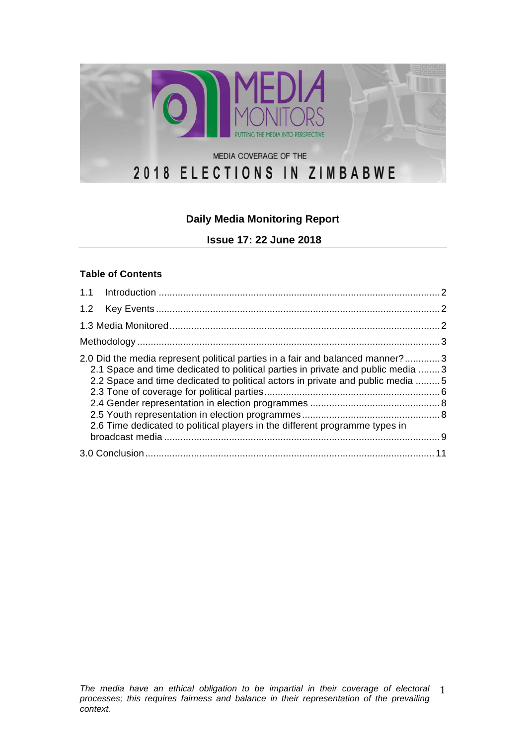MEDIA MONITORS

PUTTING THE MEDIA INTO PERSPECTIVE

MEDIA COVERAGE OF THE

# 2018 ELECTIONS IN ZIMBABWE

## Daily Media Monitoring Report

## Issue 17: 22 June 2018

### Table of Contents

1.1 Introduction ........ 2

1.2 Key Events ........ 2

1.3 Media Monitored ........ 2

Methodology ........ 3

2.0 Did the media represent political parties in a fair and balanced manner? ........ 3

- 2.1 Space and time dedicated to political parties in private and public media ........ 3
- 2.2 Space and time dedicated to political actors in private and public media ........ 5
- 2.3 Tone of coverage for political parties ........ 6
- 2.4 Gender representation in election programmes ........ 8
- 2.5 Youth representation in election programmes ........ 8
- 2.6 Time dedicated to political players in the different programme types in broadcast media ........ 9

3.0 Conclusion ........ 11

*The media have an ethical obligation to be impartial in their coverage of electoral processes; this requires fairness and balance in their representation of the prevailing context.*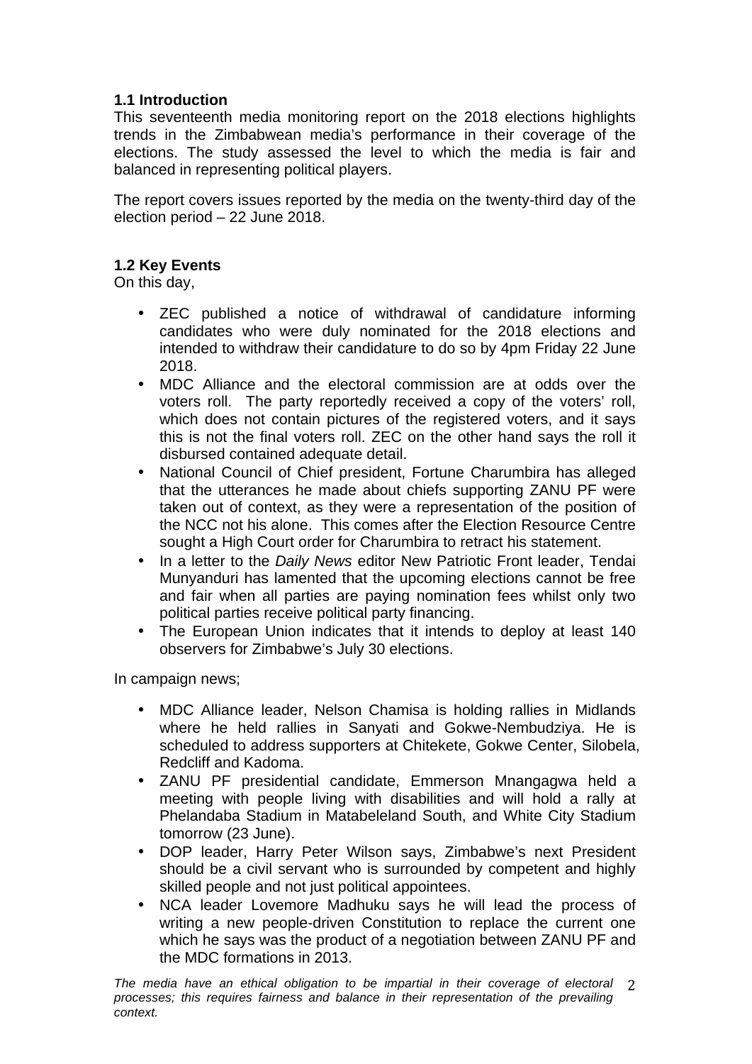### 1.1 Introduction

This seventeenth media monitoring report on the 2018 elections highlights trends in the Zimbabwean media's performance in their coverage of the elections. The study assessed the level to which the media is fair and balanced in representing political players.

The report covers issues reported by the media on the twenty-third day of the election period – 22 June 2018.

### 1.2 Key Events

On this day,

- ZEC published a notice of withdrawal of candidature informing candidates who were duly nominated for the 2018 elections and intended to withdraw their candidature to do so by 4pm Friday 22 June 2018.
- MDC Alliance and the electoral commission are at odds over the voters roll. The party reportedly received a copy of the voters' roll, which does not contain pictures of the registered voters, and it says this is not the final voters roll. ZEC on the other hand says the roll it disbursed contained adequate detail.
- National Council of Chief president, Fortune Charumbira has alleged that the utterances he made about chiefs supporting ZANU PF were taken out of context, as they were a representation of the position of the NCC not his alone. This comes after the Election Resource Centre sought a High Court order for Charumbira to retract his statement.
- In a letter to the *Daily News* editor New Patriotic Front leader, Tendai Munyanduri has lamented that the upcoming elections cannot be free and fair when all parties are paying nomination fees whilst only two political parties receive political party financing.
- The European Union indicates that it intends to deploy at least 140 observers for Zimbabwe's July 30 elections.

In campaign news;

- MDC Alliance leader, Nelson Chamisa is holding rallies in Midlands where he held rallies in Sanyati and Gokwe-Nembudziya. He is scheduled to address supporters at Chitekete, Gokwe Center, Silobela, Redcliff and Kadoma.
- ZANU PF presidential candidate, Emmerson Mnangagwa held a meeting with people living with disabilities and will hold a rally at Phelandaba Stadium in Matabeleland South, and White City Stadium tomorrow (23 June).
- DOP leader, Harry Peter Wilson says, Zimbabwe's next President should be a civil servant who is surrounded by competent and highly skilled people and not just political appointees.
- NCA leader Lovemore Madhuku says he will lead the process of writing a new people-driven Constitution to replace the current one which he says was the product of a negotiation between ZANU PF and the MDC formations in 2013.

*The media have an ethical obligation to be impartial in their coverage of electoral processes; this requires fairness and balance in their representation of the prevailing context.*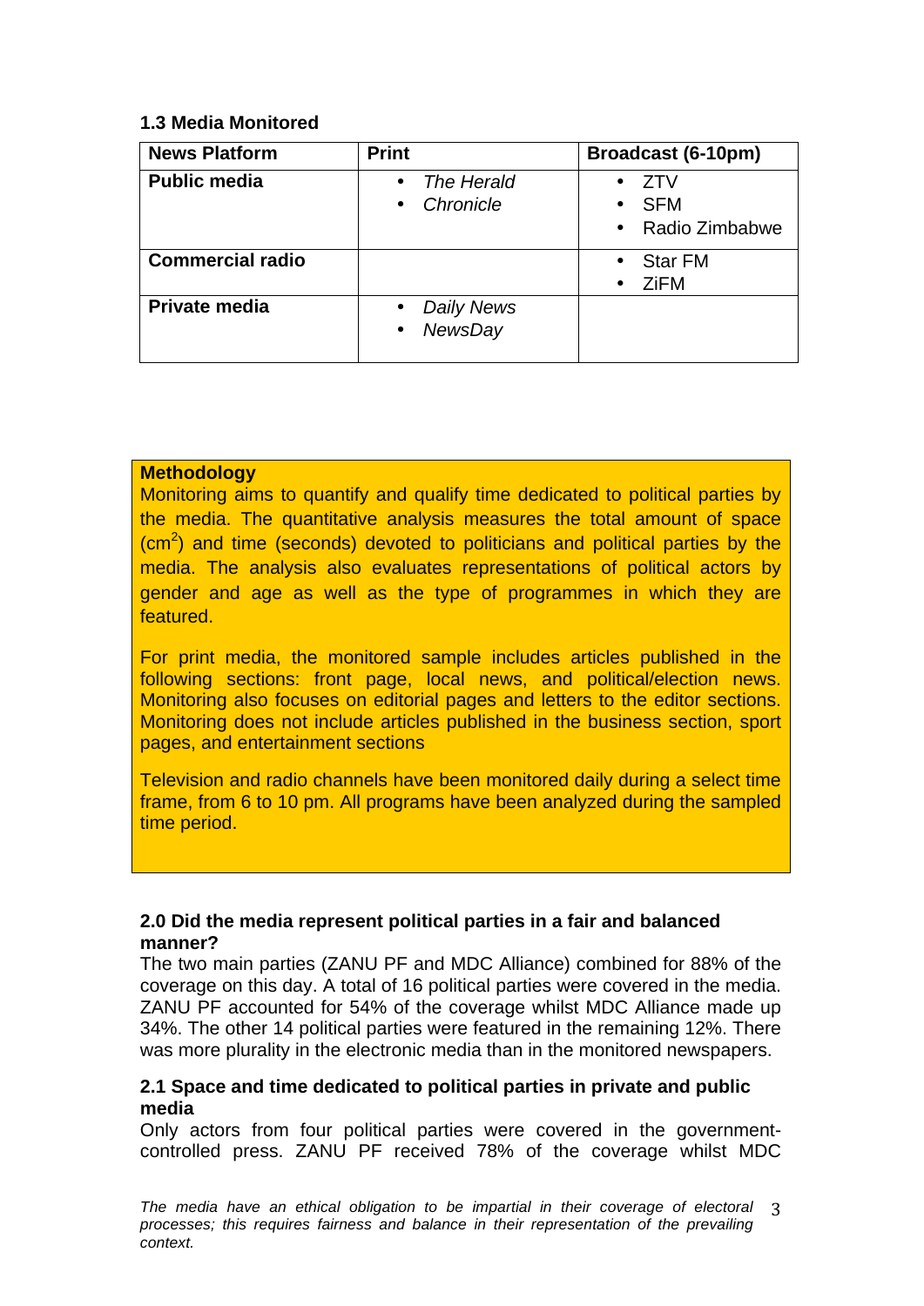### 1.3 Media Monitored

| News Platform | Print | Broadcast (6-10pm) |
|---|---|---|
| **Public media** | • *The Herald*<br>• *Chronicle* | • ZTV<br>• SFM<br>• Radio Zimbabwe |
| **Commercial radio** | | • Star FM<br>• ZiFM |
| **Private media** | • *Daily News*<br>• *NewsDay* | |

**Methodology**

Monitoring aims to quantify and qualify time dedicated to political parties by the media. The quantitative analysis measures the total amount of space ($cm^2$) and time (seconds) devoted to politicians and political parties by the media. The analysis also evaluates representations of political actors by gender and age as well as the type of programmes in which they are featured.

For print media, the monitored sample includes articles published in the following sections: front page, local news, and political/election news. Monitoring also focuses on editorial pages and letters to the editor sections. Monitoring does not include articles published in the business section, sport pages, and entertainment sections

Television and radio channels have been monitored daily during a select time frame, from 6 to 10 pm. All programs have been analyzed during the sampled time period.

### 2.0 Did the media represent political parties in a fair and balanced manner?

The two main parties (ZANU PF and MDC Alliance) combined for 88% of the coverage on this day. A total of 16 political parties were covered in the media. ZANU PF accounted for 54% of the coverage whilst MDC Alliance made up 34%. The other 14 political parties were featured in the remaining 12%. There was more plurality in the electronic media than in the monitored newspapers.

### 2.1 Space and time dedicated to political parties in private and public media

Only actors from four political parties were covered in the government-controlled press. ZANU PF received 78% of the coverage whilst MDC

*The media have an ethical obligation to be impartial in their coverage of electoral processes; this requires fairness and balance in their representation of the prevailing context.*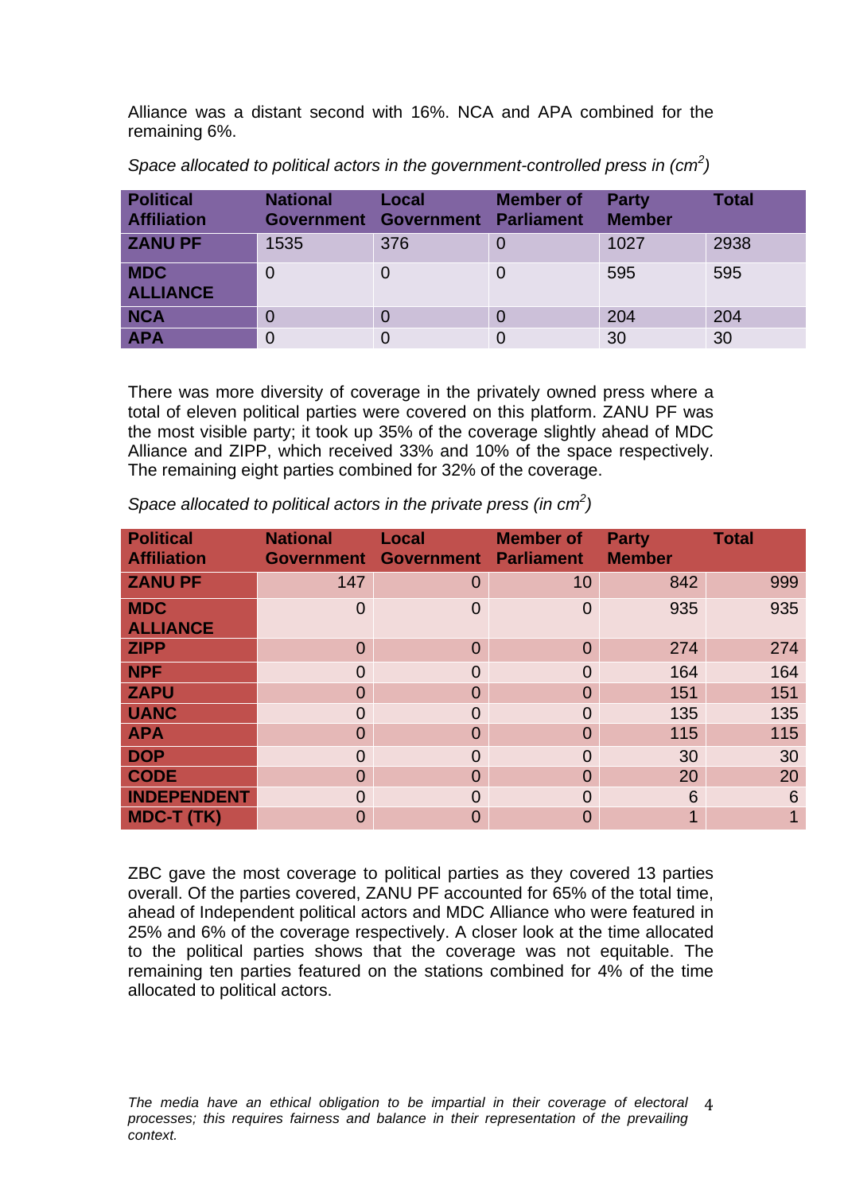Alliance was a distant second with 16%. NCA and APA combined for the remaining 6%.

*Space allocated to political actors in the government-controlled press in (cm$^2$)*

| Political Affiliation | National Government | Local Government | Member of Parliament | Party Member | Total |
|---|---|---|---|---|---|
| **ZANU PF** | 1535 | 376 | 0 | 1027 | 2938 |
| **MDC ALLIANCE** | 0 | 0 | 0 | 595 | 595 |
| **NCA** | 0 | 0 | 0 | 204 | 204 |
| **APA** | 0 | 0 | 0 | 30 | 30 |

There was more diversity of coverage in the privately owned press where a total of eleven political parties were covered on this platform. ZANU PF was the most visible party; it took up 35% of the coverage slightly ahead of MDC Alliance and ZIPP, which received 33% and 10% of the space respectively. The remaining eight parties combined for 32% of the coverage.

*Space allocated to political actors in the private press (in cm$^2$)*

| Political Affiliation | National Government | Local Government | Member of Parliament | Party Member | Total |
|---|---|---|---|---|---|
| **ZANU PF** | 147 | 0 | 10 | 842 | 999 |
| **MDC ALLIANCE** | 0 | 0 | 0 | 935 | 935 |
| **ZIPP** | 0 | 0 | 0 | 274 | 274 |
| **NPF** | 0 | 0 | 0 | 164 | 164 |
| **ZAPU** | 0 | 0 | 0 | 151 | 151 |
| **UANC** | 0 | 0 | 0 | 135 | 135 |
| **APA** | 0 | 0 | 0 | 115 | 115 |
| **DOP** | 0 | 0 | 0 | 30 | 30 |
| **CODE** | 0 | 0 | 0 | 20 | 20 |
| **INDEPENDENT** | 0 | 0 | 0 | 6 | 6 |
| **MDC-T (TK)** | 0 | 0 | 0 | 1 | 1 |

ZBC gave the most coverage to political parties as they covered 13 parties overall. Of the parties covered, ZANU PF accounted for 65% of the total time, ahead of Independent political actors and MDC Alliance who were featured in 25% and 6% of the coverage respectively. A closer look at the time allocated to the political parties shows that the coverage was not equitable. The remaining ten parties featured on the stations combined for 4% of the time allocated to political actors.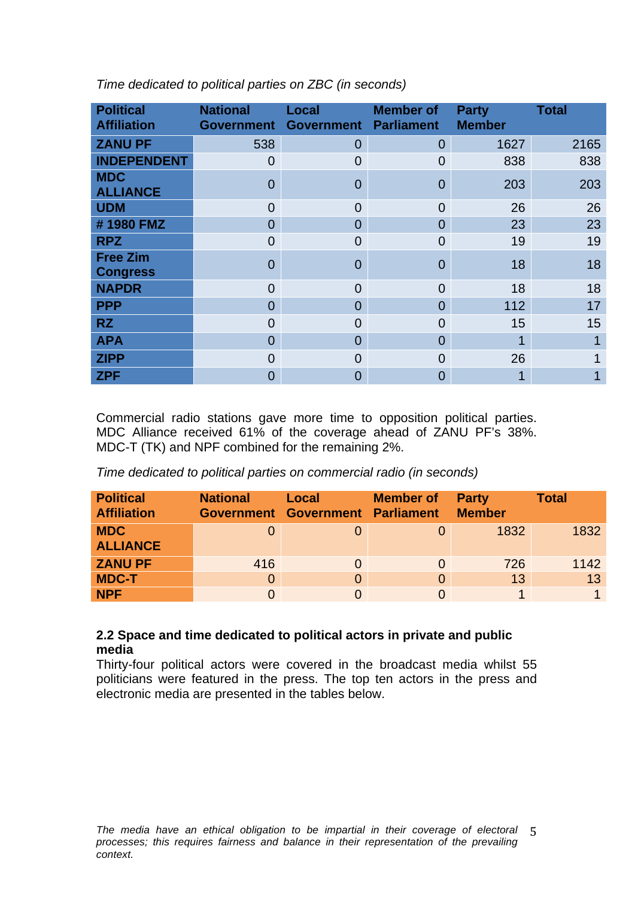*Time dedicated to political parties on ZBC (in seconds)*

| Political Affiliation | National Government | Local Government | Member of Parliament | Party Member | Total |
|---|---|---|---|---|---|
| ZANU PF | 538 | 0 | 0 | 1627 | 2165 |
| INDEPENDENT | 0 | 0 | 0 | 838 | 838 |
| MDC ALLIANCE | 0 | 0 | 0 | 203 | 203 |
| UDM | 0 | 0 | 0 | 26 | 26 |
| # 1980 FMZ | 0 | 0 | 0 | 23 | 23 |
| RPZ | 0 | 0 | 0 | 19 | 19 |
| Free Zim Congress | 0 | 0 | 0 | 18 | 18 |
| NAPDR | 0 | 0 | 0 | 18 | 18 |
| PPP | 0 | 0 | 0 | 112 | 17 |
| RZ | 0 | 0 | 0 | 15 | 15 |
| APA | 0 | 0 | 0 | 1 | 1 |
| ZIPP | 0 | 0 | 0 | 26 | 1 |
| ZPF | 0 | 0 | 0 | 1 | 1 |

Commercial radio stations gave more time to opposition political parties. MDC Alliance received 61% of the coverage ahead of ZANU PF's 38%. MDC-T (TK) and NPF combined for the remaining 2%.

*Time dedicated to political parties on commercial radio (in seconds)*

| Political Affiliation | National Government | Local Government | Member of Parliament | Party Member | Total |
|---|---|---|---|---|---|
| MDC ALLIANCE | 0 | 0 | 0 | 1832 | 1832 |
| ZANU PF | 416 | 0 | 0 | 726 | 1142 |
| MDC-T | 0 | 0 | 0 | 13 | 13 |
| NPF | 0 | 0 | 0 | 1 | 1 |

### 2.2 Space and time dedicated to political actors in private and public media

Thirty-four political actors were covered in the broadcast media whilst 55 politicians were featured in the press. The top ten actors in the press and electronic media are presented in the tables below.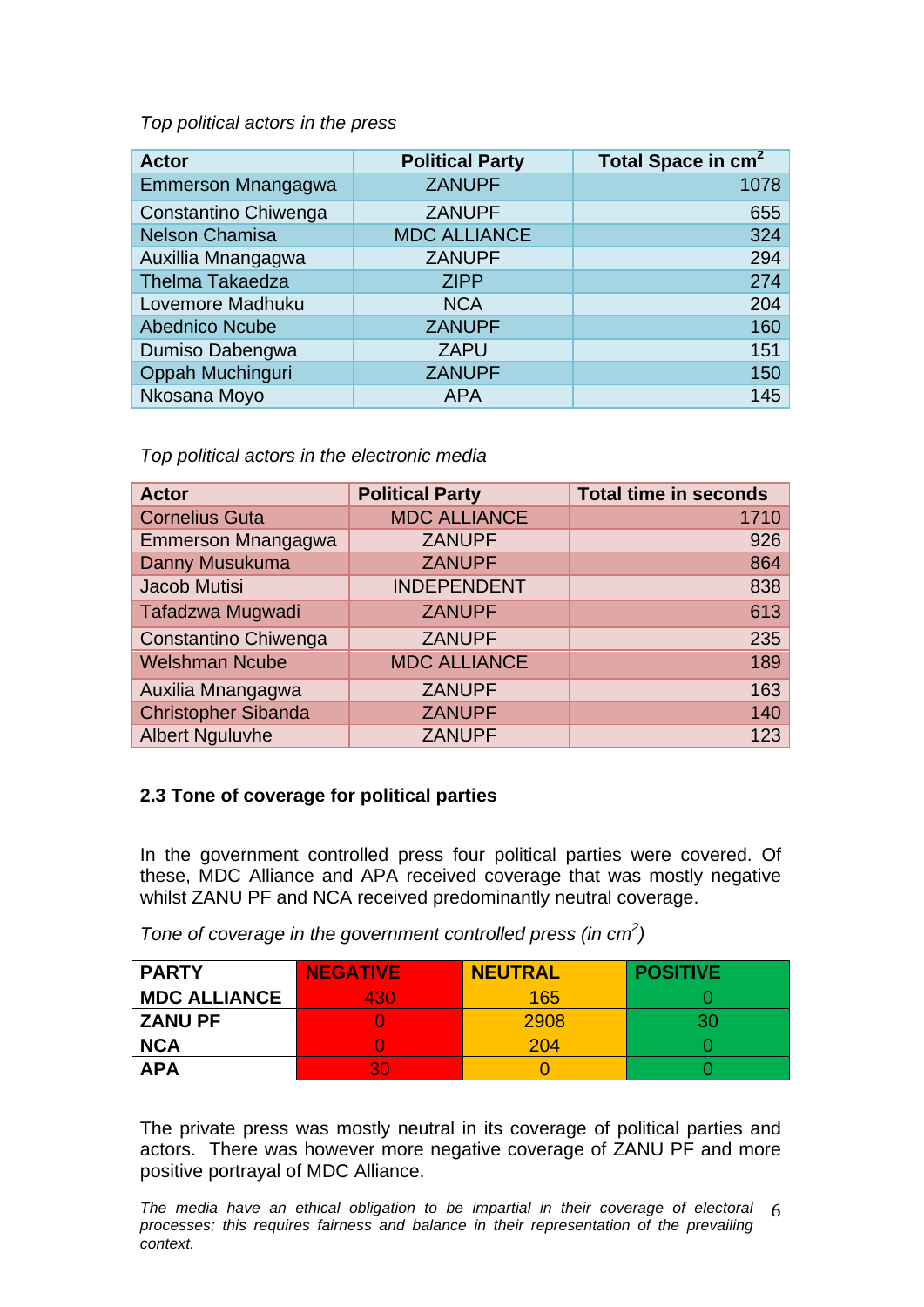*Top political actors in the press*

| Actor | Political Party | Total Space in $cm^2$ |
|---|---|---|
| Emmerson Mnangagwa | ZANUPF | 1078 |
| Constantino Chiwenga | ZANUPF | 655 |
| Nelson Chamisa | MDC ALLIANCE | 324 |
| Auxillia Mnangagwa | ZANUPF | 294 |
| Thelma Takaedza | ZIPP | 274 |
| Lovemore Madhuku | NCA | 204 |
| Abednico Ncube | ZANUPF | 160 |
| Dumiso Dabengwa | ZAPU | 151 |
| Oppah Muchinguri | ZANUPF | 150 |
| Nkosana Moyo | APA | 145 |

*Top political actors in the electronic media*

| Actor | Political Party | Total time in seconds |
|---|---|---|
| Cornelius Guta | MDC ALLIANCE | 1710 |
| Emmerson Mnangagwa | ZANUPF | 926 |
| Danny Musukuma | ZANUPF | 864 |
| Jacob Mutisi | INDEPENDENT | 838 |
| Tafadzwa Mugwadi | ZANUPF | 613 |
| Constantino Chiwenga | ZANUPF | 235 |
| Welshman Ncube | MDC ALLIANCE | 189 |
| Auxilia Mnangagwa | ZANUPF | 163 |
| Christopher Sibanda | ZANUPF | 140 |
| Albert Nguluvhe | ZANUPF | 123 |

### 2.3 Tone of coverage for political parties

In the government controlled press four political parties were covered. Of these, MDC Alliance and APA received coverage that was mostly negative whilst ZANU PF and NCA received predominantly neutral coverage.

*Tone of coverage in the government controlled press (in $cm^2$)*

| PARTY | NEGATIVE | NEUTRAL | POSITIVE |
|---|---|---|---|
| MDC ALLIANCE | 430 | 165 | 0 |
| ZANU PF | 0 | 2908 | 30 |
| NCA | 0 | 204 | 0 |
| APA | 30 | 0 | 0 |

The private press was mostly neutral in its coverage of political parties and actors. There was however more negative coverage of ZANU PF and more positive portrayal of MDC Alliance.

*The media have an ethical obligation to be impartial in their coverage of electoral processes; this requires fairness and balance in their representation of the prevailing context.*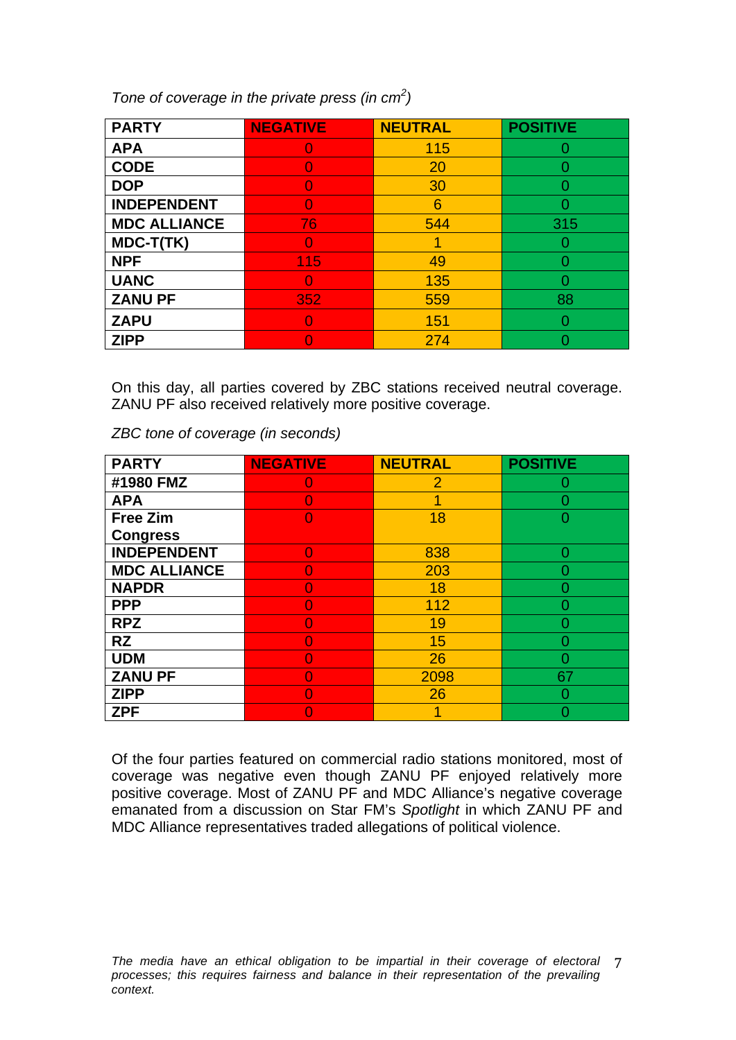*Tone of coverage in the private press (in $cm^2$)*

| PARTY | NEGATIVE | NEUTRAL | POSITIVE |
|---|---|---|---|
| APA | 0 | 115 | 0 |
| CODE | 0 | 20 | 0 |
| DOP | 0 | 30 | 0 |
| INDEPENDENT | 0 | 6 | 0 |
| MDC ALLIANCE | 76 | 544 | 315 |
| MDC-T(TK) | 0 | 1 | 0 |
| NPF | 115 | 49 | 0 |
| UANC | 0 | 135 | 0 |
| ZANU PF | 352 | 559 | 88 |
| ZAPU | 0 | 151 | 0 |
| ZIPP | 0 | 274 | 0 |

On this day, all parties covered by ZBC stations received neutral coverage. ZANU PF also received relatively more positive coverage.

*ZBC tone of coverage (in seconds)*

| PARTY | NEGATIVE | NEUTRAL | POSITIVE |
|---|---|---|---|
| #1980 FMZ | 0 | 2 | 0 |
| APA | 0 | 1 | 0 |
| Free Zim Congress | 0 | 18 | 0 |
| INDEPENDENT | 0 | 838 | 0 |
| MDC ALLIANCE | 0 | 203 | 0 |
| NAPDR | 0 | 18 | 0 |
| PPP | 0 | 112 | 0 |
| RPZ | 0 | 19 | 0 |
| RZ | 0 | 15 | 0 |
| UDM | 0 | 26 | 0 |
| ZANU PF | 0 | 2098 | 67 |
| ZIPP | 0 | 26 | 0 |
| ZPF | 0 | 1 | 0 |

Of the four parties featured on commercial radio stations monitored, most of coverage was negative even though ZANU PF enjoyed relatively more positive coverage. Most of ZANU PF and MDC Alliance's negative coverage emanated from a discussion on Star FM's *Spotlight* in which ZANU PF and MDC Alliance representatives traded allegations of political violence.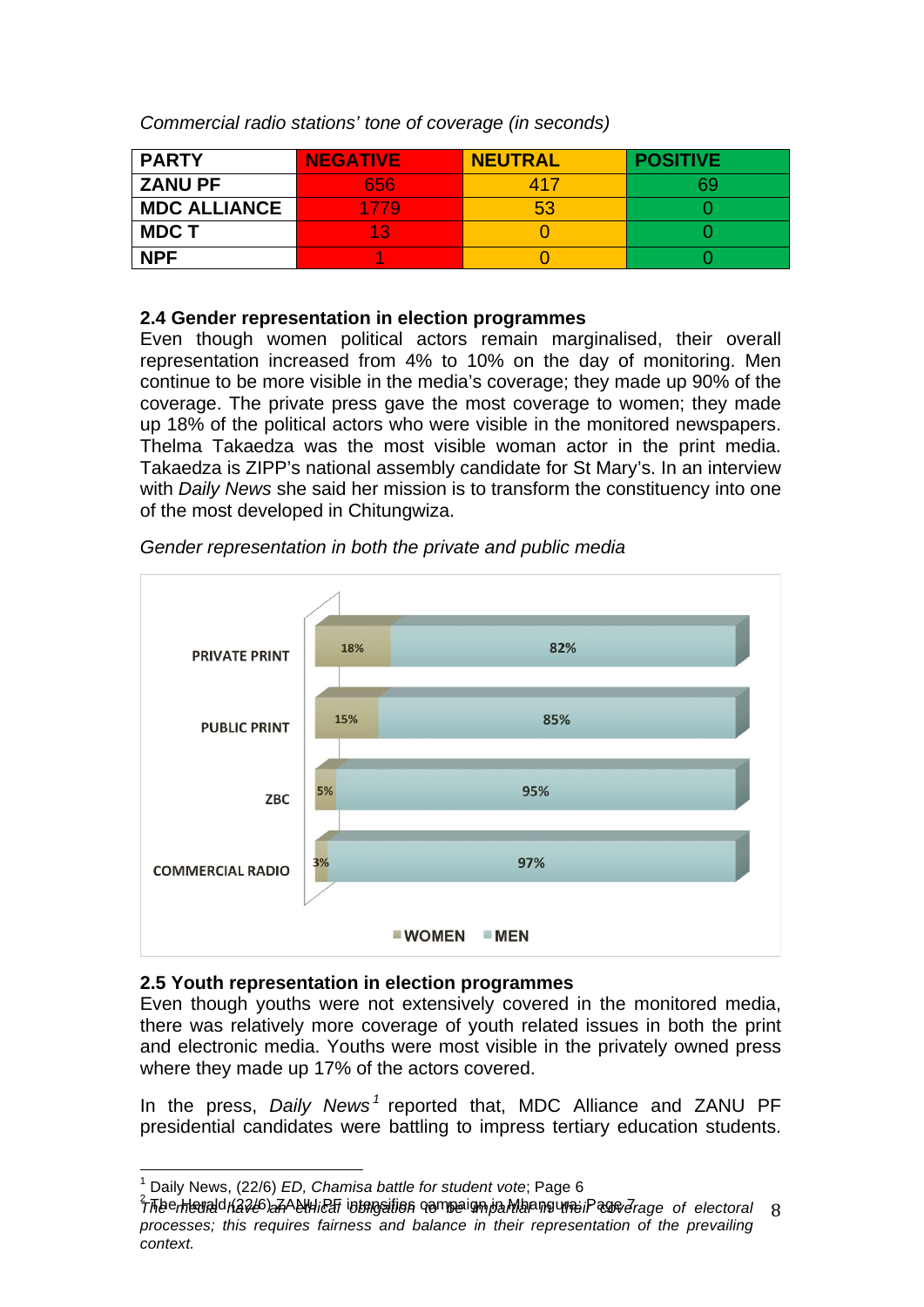*Commercial radio stations' tone of coverage (in seconds)*

| PARTY | NEGATIVE | NEUTRAL | POSITIVE |
|---|---|---|---|
| ZANU PF | 656 | 417 | 69 |
| MDC ALLIANCE | 1779 | 53 | 0 |
| MDC T | 13 | 0 | 0 |
| NPF | 1 | 0 | 0 |

### 2.4 Gender representation in election programmes

Even though women political actors remain marginalised, their overall representation increased from 4% to 10% on the day of monitoring. Men continue to be more visible in the media's coverage; they made up 90% of the coverage. The private press gave the most coverage to women; they made up 18% of the political actors who were visible in the monitored newspapers. Thelma Takaedza was the most visible woman actor in the print media. Takaedza is ZIPP's national assembly candidate for St Mary's. In an interview with *Daily News* she said her mission is to transform the constituency into one of the most developed in Chitungwiza.

*Gender representation in both the private and public media*

| | WOMEN | MEN |
|---|---|---|
| PRIVATE PRINT | 18% | 82% |
| PUBLIC PRINT | 15% | 85% |
| ZBC | 5% | 95% |
| COMMERCIAL RADIO | 3% | 97% |

### 2.5 Youth representation in election programmes

Even though youths were not extensively covered in the monitored media, there was relatively more coverage of youth related issues in both the print and electronic media. Youths were most visible in the privately owned press where they made up 17% of the actors covered.

In the press, *Daily News*[1] reported that, MDC Alliance and ZANU PF presidential candidates were battling to impress tertiary education students.

---

[1] Daily News, (22/6) *ED, Chamisa battle for student vote*; Page 6

[2] The Herald (22/6) ZANU PF intensifies campaign in Mhangura; Page 7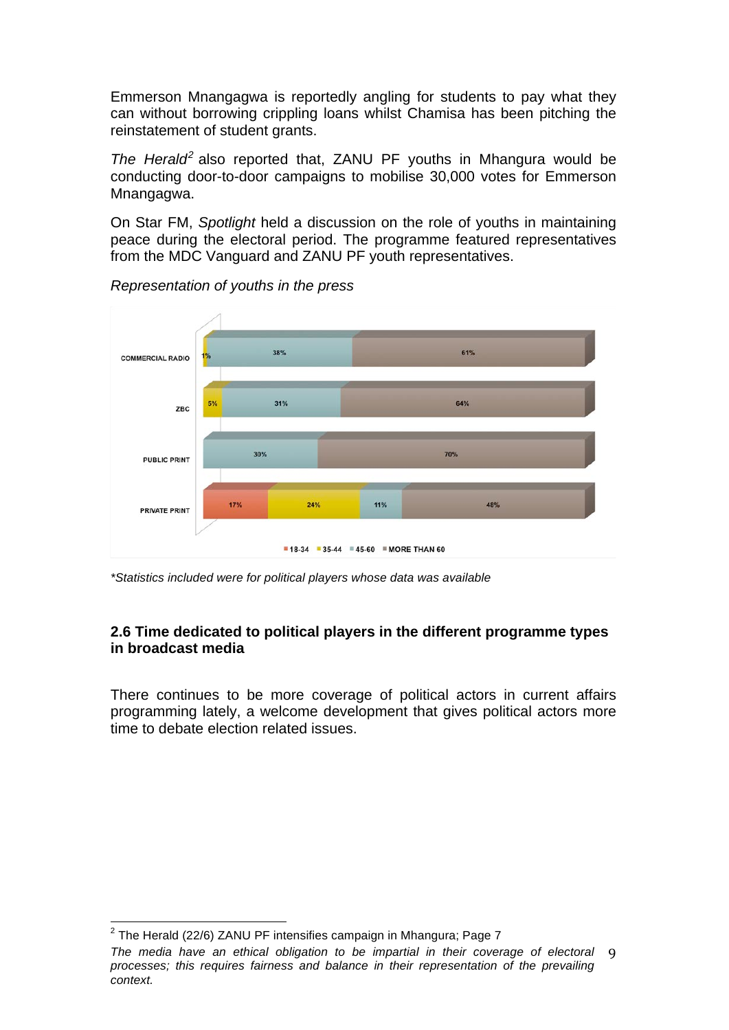Emmerson Mnangagwa is reportedly angling for students to pay what they can without borrowing crippling loans whilst Chamisa has been pitching the reinstatement of student grants.

*The Herald*[2] also reported that, ZANU PF youths in Mhangura would be conducting door-to-door campaigns to mobilise 30,000 votes for Emmerson Mnangagwa.

On Star FM, *Spotlight* held a discussion on the role of youths in maintaining peace during the electoral period. The programme featured representatives from the MDC Vanguard and ZANU PF youth representatives.

*Representation of youths in the press*

| | 18-34 | 35-44 | 45-60 | MORE THAN 60 |
|---|---|---|---|---|
| COMMERCIAL RADIO | | 1% | 38% | 61% |
| ZBC | | 5% | 31% | 64% |
| PUBLIC PRINT | | | 30% | 70% |
| PRIVATE PRINT | 17% | 24% | 11% | 48% |

*\*Statistics included were for political players whose data was available*

### 2.6 Time dedicated to political players in the different programme types in broadcast media

There continues to be more coverage of political actors in current affairs programming lately, a welcome development that gives political actors more time to debate election related issues.

---

[2] The Herald (22/6) ZANU PF intensifies campaign in Mhangura; Page 7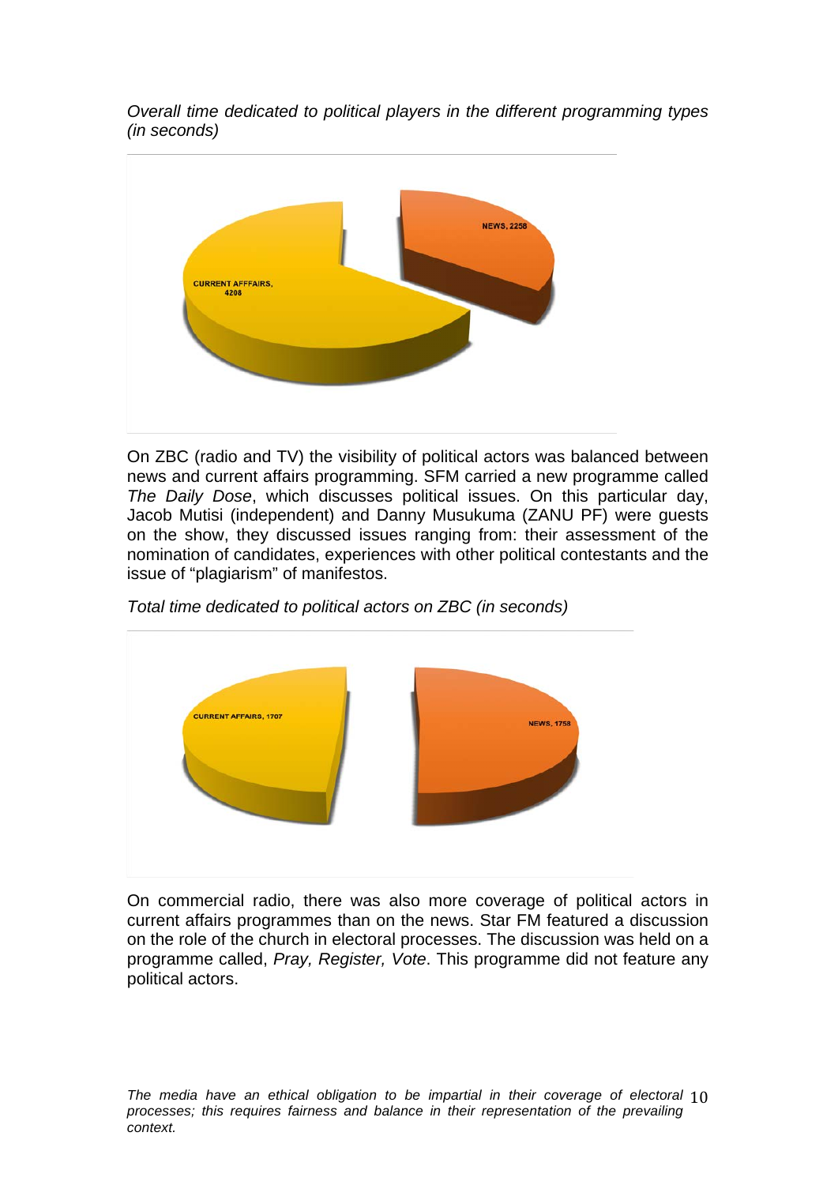*Overall time dedicated to political players in the different programming types (in seconds)*

CURRENT AFFFAIRS, 4208

NEWS, 2258

On ZBC (radio and TV) the visibility of political actors was balanced between news and current affairs programming. SFM carried a new programme called *The Daily Dose*, which discusses political issues. On this particular day, Jacob Mutisi (independent) and Danny Musukuma (ZANU PF) were guests on the show, they discussed issues ranging from: their assessment of the nomination of candidates, experiences with other political contestants and the issue of "plagiarism" of manifestos.

*Total time dedicated to political actors on ZBC (in seconds)*

CURRENT AFFAIRS, 1707

NEWS, 1758

On commercial radio, there was also more coverage of political actors in current affairs programmes than on the news. Star FM featured a discussion on the role of the church in electoral processes. The discussion was held on a programme called, *Pray, Register, Vote*. This programme did not feature any political actors.

*The media have an ethical obligation to be impartial in their coverage of electoral processes; this requires fairness and balance in their representation of the prevailing context.*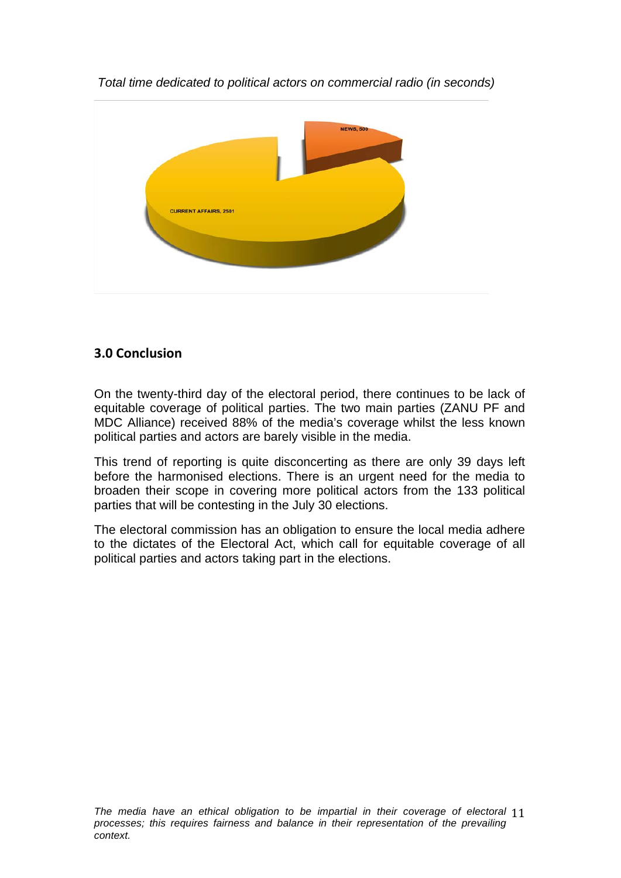*Total time dedicated to political actors on commercial radio (in seconds)*

NEWS, 500

CURRENT AFFAIRS, 2501

## 3.0 Conclusion

On the twenty-third day of the electoral period, there continues to be lack of equitable coverage of political parties. The two main parties (ZANU PF and MDC Alliance) received 88% of the media's coverage whilst the less known political parties and actors are barely visible in the media.

This trend of reporting is quite disconcerting as there are only 39 days left before the harmonised elections. There is an urgent need for the media to broaden their scope in covering more political actors from the 133 political parties that will be contesting in the July 30 elections.

The electoral commission has an obligation to ensure the local media adhere to the dictates of the Electoral Act, which call for equitable coverage of all political parties and actors taking part in the elections.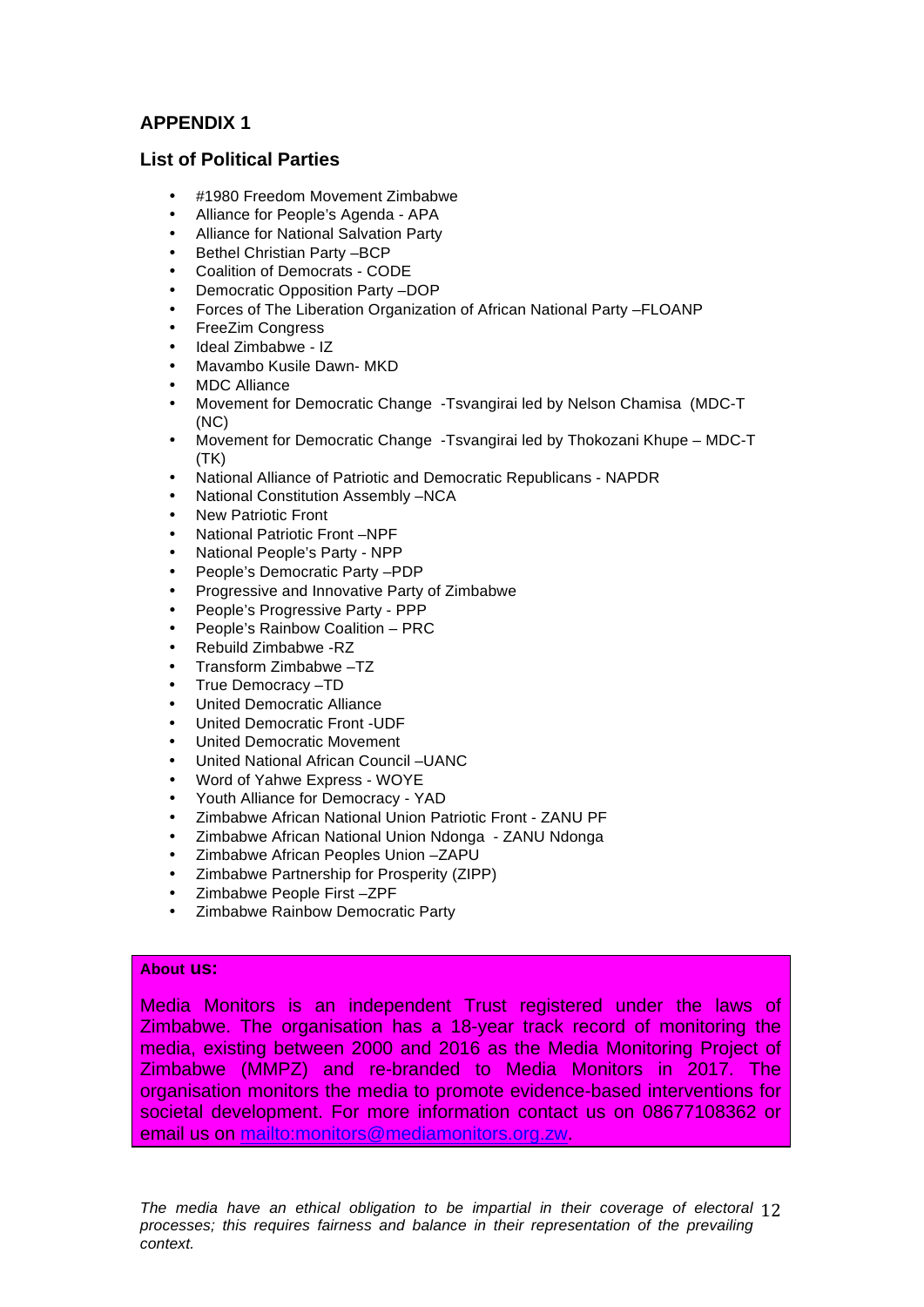## APPENDIX 1

### List of Political Parties

- #1980 Freedom Movement Zimbabwe
- Alliance for People's Agenda - APA
- Alliance for National Salvation Party
- Bethel Christian Party –BCP
- Coalition of Democrats - CODE
- Democratic Opposition Party –DOP
- Forces of The Liberation Organization of African National Party –FLOANP
- FreeZim Congress
- Ideal Zimbabwe - IZ
- Mavambo Kusile Dawn- MKD
- MDC Alliance
- Movement for Democratic Change -Tsvangirai led by Nelson Chamisa (MDC-T (NC)
- Movement for Democratic Change -Tsvangirai led by Thokozani Khupe – MDC-T (TK)
- National Alliance of Patriotic and Democratic Republicans - NAPDR
- National Constitution Assembly –NCA
- New Patriotic Front
- National Patriotic Front –NPF
- National People's Party - NPP
- People's Democratic Party –PDP
- Progressive and Innovative Party of Zimbabwe
- People's Progressive Party - PPP
- People's Rainbow Coalition – PRC
- Rebuild Zimbabwe -RZ
- Transform Zimbabwe –TZ
- True Democracy –TD
- United Democratic Alliance
- United Democratic Front -UDF
- United Democratic Movement
- United National African Council –UANC
- Word of Yahwe Express - WOYE
- Youth Alliance for Democracy - YAD
- Zimbabwe African National Union Patriotic Front - ZANU PF
- Zimbabwe African National Union Ndonga - ZANU Ndonga
- Zimbabwe African Peoples Union –ZAPU
- Zimbabwe Partnership for Prosperity (ZIPP)
- Zimbabwe People First –ZPF
- Zimbabwe Rainbow Democratic Party

**About us:**

Media Monitors is an independent Trust registered under the laws of Zimbabwe. The organisation has a 18-year track record of monitoring the media, existing between 2000 and 2016 as the Media Monitoring Project of Zimbabwe (MMPZ) and re-branded to Media Monitors in 2017. The organisation monitors the media to promote evidence-based interventions for societal development. For more information contact us on 08677108362 or email us on mailto:monitors@mediamonitors.org.zw.

*The media have an ethical obligation to be impartial in their coverage of electoral processes; this requires fairness and balance in their representation of the prevailing context.*